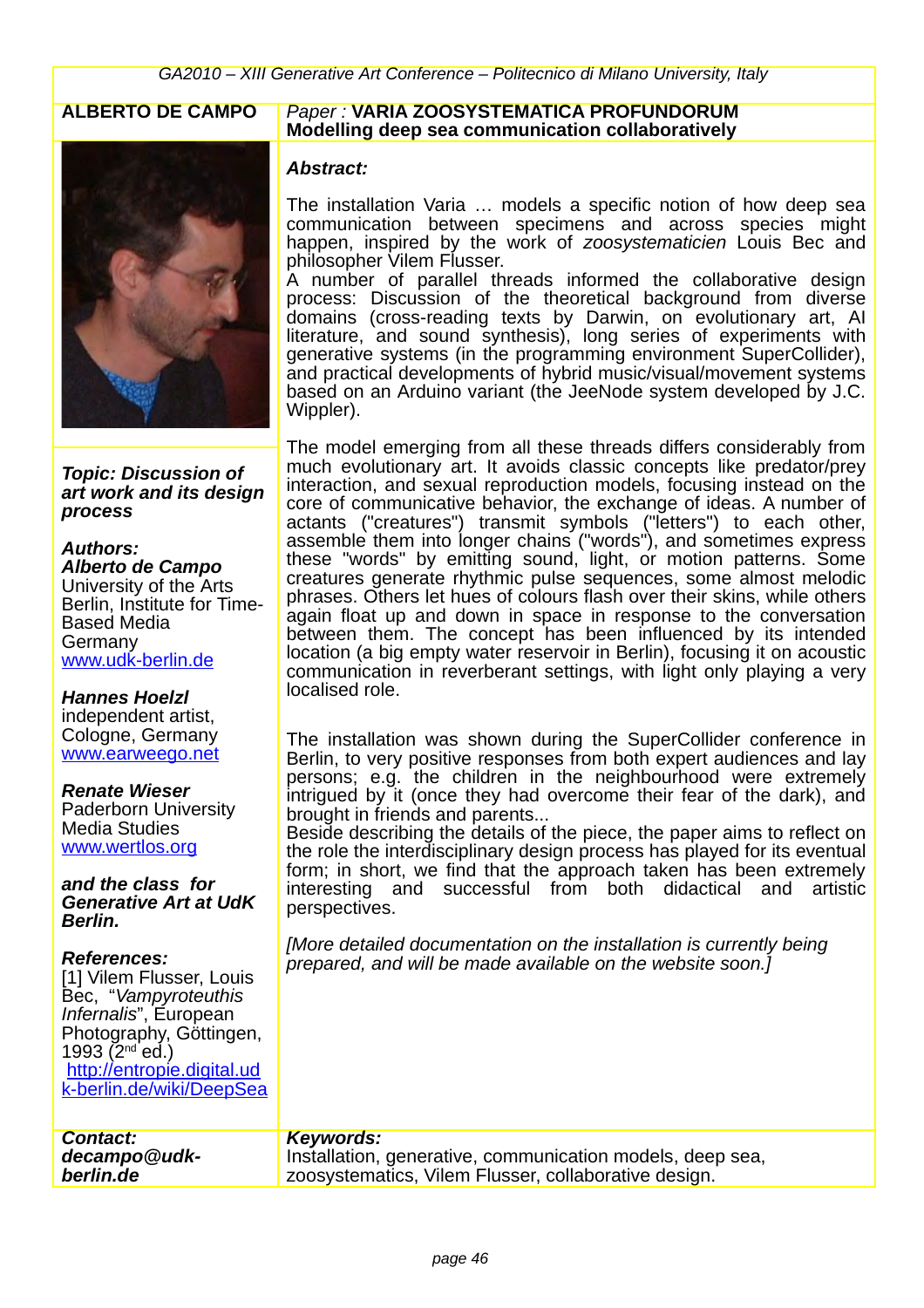**ALBERTO DE CAMPO**

*Paper :* **VARIA ZOOSYSTEMATICA PROFUNDORUM**
**Modelling deep sea communication collaboratively**

***Topic: Discussion of art work and its design process***

***Authors:***
***Alberto de Campo***
University of the Arts Berlin, Institute for Time-Based Media
Germany
www.udk-berlin.de

***Hannes Hoelzl***
independent artist, Cologne, Germany
www.earweego.net

***Renate Wieser***
Paderborn University Media Studies
www.wertlos.org

***and the class for Generative Art at UdK Berlin.***

***References:***
[1] Vilem Flusser, Louis Bec, "*Vampyroteuthis Infernalis*", European Photography, Göttingen, 1993 (2nd ed.)
http://entropie.digital.udk-berlin.de/wiki/DeepSea

***Abstract:***

The installation Varia … models a specific notion of how deep sea communication between specimens and across species might happen, inspired by the work of *zoosystematicien* Louis Bec and philosopher Vilem Flusser.
A number of parallel threads informed the collaborative design process: Discussion of the theoretical background from diverse domains (cross-reading texts by Darwin, on evolutionary art, AI literature, and sound synthesis), long series of experiments with generative systems (in the programming environment SuperCollider), and practical developments of hybrid music/visual/movement systems based on an Arduino variant (the JeeNode system developed by J.C. Wippler).

The model emerging from all these threads differs considerably from much evolutionary art. It avoids classic concepts like predator/prey interaction, and sexual reproduction models, focusing instead on the core of communicative behavior, the exchange of ideas. A number of actants ("creatures") transmit symbols ("letters") to each other, assemble them into longer chains ("words"), and sometimes express these "words" by emitting sound, light, or motion patterns. Some creatures generate rhythmic pulse sequences, some almost melodic phrases. Others let hues of colours flash over their skins, while others again float up and down in space in response to the conversation between them. The concept has been influenced by its intended location (a big empty water reservoir in Berlin), focusing it on acoustic communication in reverberant settings, with light only playing a very localised role.

The installation was shown during the SuperCollider conference in Berlin, to very positive responses from both expert audiences and lay persons; e.g. the children in the neighbourhood were extremely intrigued by it (once they had overcome their fear of the dark), and brought in friends and parents...
Beside describing the details of the piece, the paper aims to reflect on the role the interdisciplinary design process has played for its eventual form; in short, we find that the approach taken has been extremely interesting and successful from both didactical and artistic perspectives.

*[More detailed documentation on the installation is currently being prepared, and will be made available on the website soon.]*

***Contact:***
***decampo@udk-berlin.de***

***Keywords:***
Installation, generative, communication models, deep sea, zoosystematics, Vilem Flusser, collaborative design.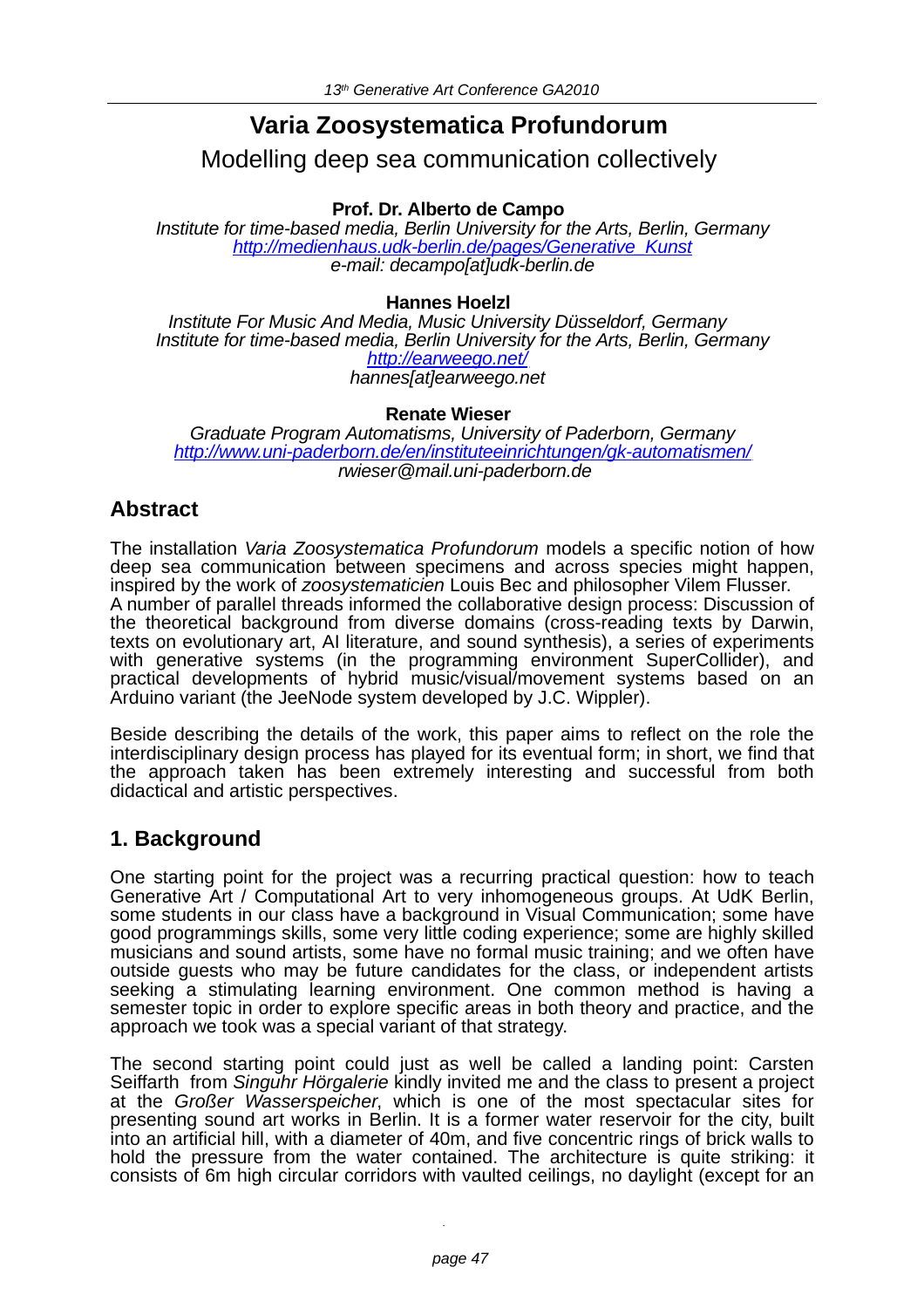# Varia Zoosystematica Profundorum

Modelling deep sea communication collectively

**Prof. Dr. Alberto de Campo**

*Institute for time-based media, Berlin University for the Arts, Berlin, Germany*
*http://medienhaus.udk-berlin.de/pages/Generative_Kunst*
*e-mail: decampo[at]udk-berlin.de*

**Hannes Hoelzl**

*Institute For Music And Media, Music University Düsseldorf, Germany*
*Institute for time-based media, Berlin University for the Arts, Berlin, Germany*
*http://earweego.net/*
*hannes[at]earweego.net*

**Renate Wieser**

*Graduate Program Automatisms, University of Paderborn, Germany*
*http://www.uni-paderborn.de/en/instituteeinrichtungen/gk-automatismen/*
*rwieser@mail.uni-paderborn.de*

## Abstract

The installation *Varia Zoosystematica Profundorum* models a specific notion of how deep sea communication between specimens and across species might happen, inspired by the work of *zoosystematicien* Louis Bec and philosopher Vilem Flusser.
A number of parallel threads informed the collaborative design process: Discussion of the theoretical background from diverse domains (cross-reading texts by Darwin, texts on evolutionary art, AI literature, and sound synthesis), a series of experiments with generative systems (in the programming environment SuperCollider), and practical developments of hybrid music/visual/movement systems based on an Arduino variant (the JeeNode system developed by J.C. Wippler).

Beside describing the details of the work, this paper aims to reflect on the role the interdisciplinary design process has played for its eventual form; in short, we find that the approach taken has been extremely interesting and successful from both didactical and artistic perspectives.

## 1. Background

One starting point for the project was a recurring practical question: how to teach Generative Art / Computational Art to very inhomogeneous groups. At UdK Berlin, some students in our class have a background in Visual Communication; some have good programmings skills, some very little coding experience; some are highly skilled musicians and sound artists, some have no formal music training; and we often have outside guests who may be future candidates for the class, or independent artists seeking a stimulating learning environment. One common method is having a semester topic in order to explore specific areas in both theory and practice, and the approach we took was a special variant of that strategy.

The second starting point could just as well be called a landing point: Carsten Seiffarth from *Singuhr Hörgalerie* kindly invited me and the class to present a project at the *Großer Wasserspeicher*, which is one of the most spectacular sites for presenting sound art works in Berlin. It is a former water reservoir for the city, built into an artificial hill, with a diameter of 40m, and five concentric rings of brick walls to hold the pressure from the water contained. The architecture is quite striking: it consists of 6m high circular corridors with vaulted ceilings, no daylight (except for an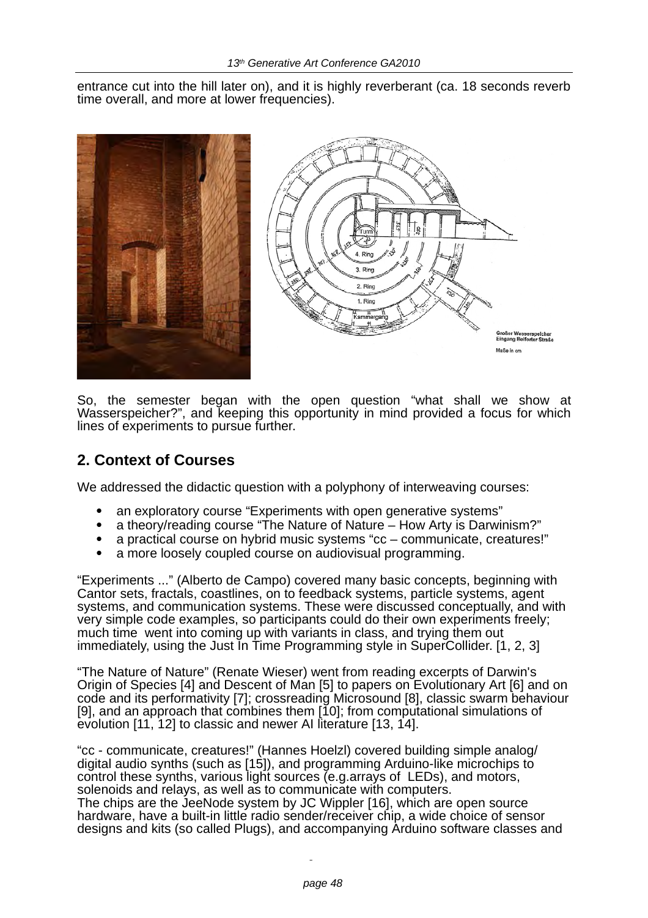entrance cut into the hill later on), and it is highly reverberant (ca. 18 seconds reverb time overall, and more at lower frequencies).

So, the semester began with the open question “what shall we show at Wasserspeicher?”, and keeping this opportunity in mind provided a focus for which lines of experiments to pursue further.

## 2. Context of Courses

We addressed the didactic question with a polyphony of interweaving courses:

- an exploratory course “Experiments with open generative systems”
- a theory/reading course “The Nature of Nature – How Arty is Darwinism?”
- a practical course on hybrid music systems “cc – communicate, creatures!”
- a more loosely coupled course on audiovisual programming.

“Experiments ...” (Alberto de Campo) covered many basic concepts, beginning with Cantor sets, fractals, coastlines, on to feedback systems, particle systems, agent systems, and communication systems. These were discussed conceptually, and with very simple code examples, so participants could do their own experiments freely; much time went into coming up with variants in class, and trying them out immediately, using the Just In Time Programming style in SuperCollider. [1, 2, 3]

“The Nature of Nature” (Renate Wieser) went from reading excerpts of Darwin's Origin of Species [4] and Descent of Man [5] to papers on Evolutionary Art [6] and on code and its performativity [7]; crossreading Microsound [8], classic swarm behaviour [9], and an approach that combines them [10]; from computational simulations of evolution [11, 12] to classic and newer AI literature [13, 14].

“cc - communicate, creatures!” (Hannes Hoelzl) covered building simple analog/ digital audio synths (such as [15]), and programming Arduino-like microchips to control these synths, various light sources (e.g.arrays of LEDs), and motors, solenoids and relays, as well as to communicate with computers.
The chips are the JeeNode system by JC Wippler [16], which are open source hardware, have a built-in little radio sender/receiver chip, a wide choice of sensor designs and kits (so called Plugs), and accompanying Arduino software classes and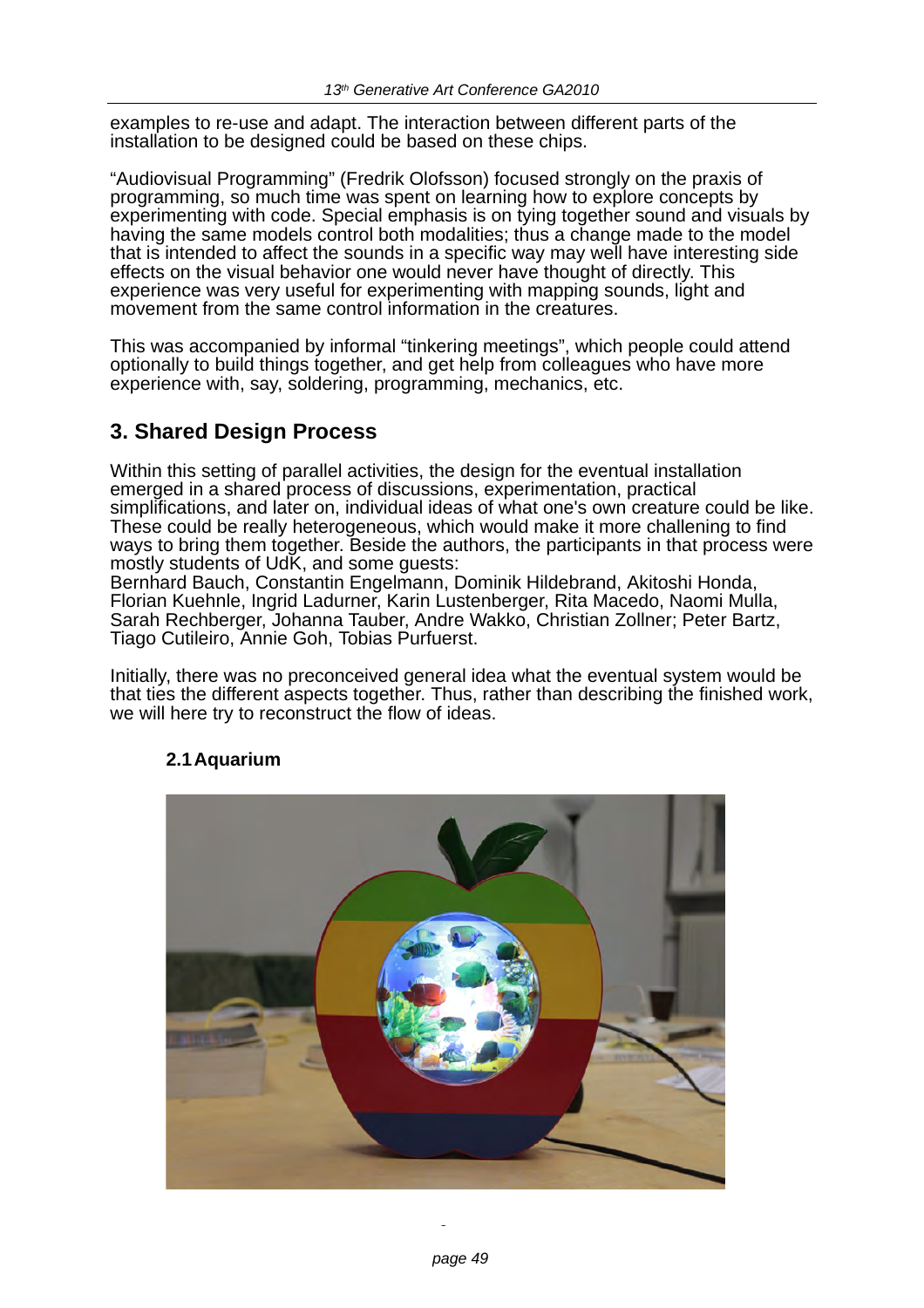examples to re-use and adapt. The interaction between different parts of the installation to be designed could be based on these chips.

"Audiovisual Programming" (Fredrik Olofsson) focused strongly on the praxis of programming, so much time was spent on learning how to explore concepts by experimenting with code. Special emphasis is on tying together sound and visuals by having the same models control both modalities; thus a change made to the model that is intended to affect the sounds in a specific way may well have interesting side effects on the visual behavior one would never have thought of directly. This experience was very useful for experimenting with mapping sounds, light and movement from the same control information in the creatures.

This was accompanied by informal "tinkering meetings", which people could attend optionally to build things together, and get help from colleagues who have more experience with, say, soldering, programming, mechanics, etc.

## 3. Shared Design Process

Within this setting of parallel activities, the design for the eventual installation emerged in a shared process of discussions, experimentation, practical simplifications, and later on, individual ideas of what one's own creature could be like. These could be really heterogeneous, which would make it more challenging to find ways to bring them together. Beside the authors, the participants in that process were mostly students of UdK, and some guests:
Bernhard Bauch, Constantin Engelmann, Dominik Hildebrand, Akitoshi Honda, Florian Kuehnle, Ingrid Ladurner, Karin Lustenberger, Rita Macedo, Naomi Mulla, Sarah Rechberger, Johanna Tauber, Andre Wakko, Christian Zollner; Peter Bartz, Tiago Cutileiro, Annie Goh, Tobias Purfuerst.

Initially, there was no preconceived general idea what the eventual system would be that ties the different aspects together. Thus, rather than describing the finished work, we will here try to reconstruct the flow of ideas.

### 2.1 Aquarium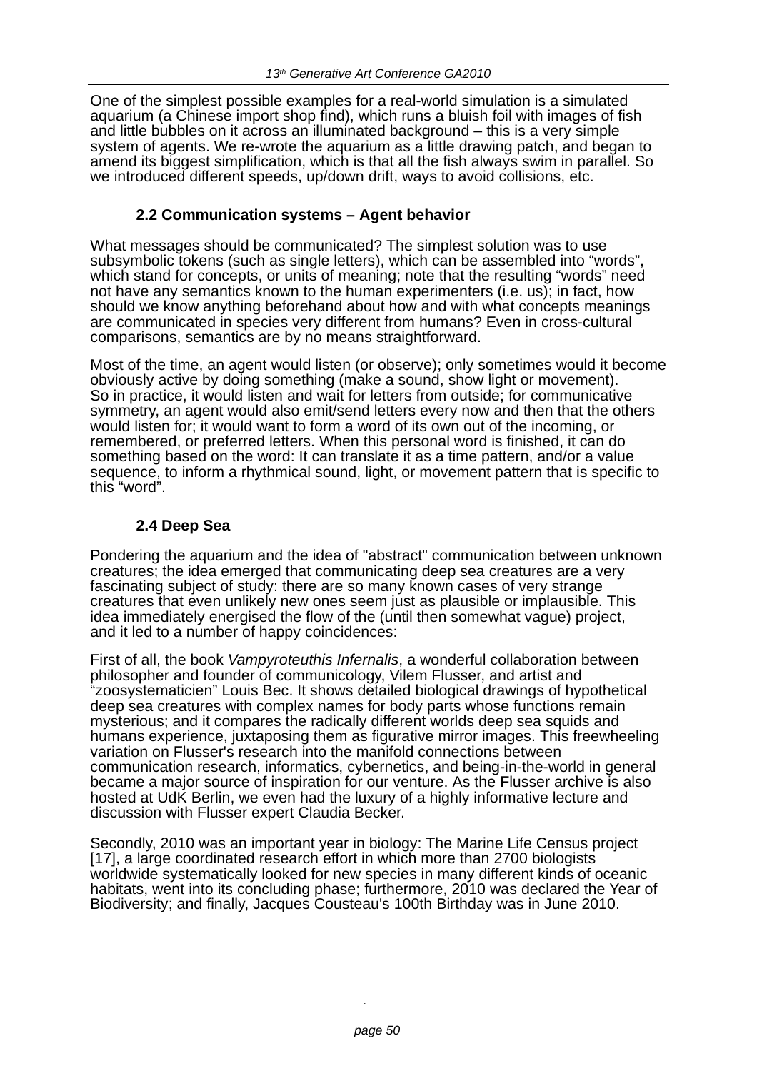One of the simplest possible examples for a real-world simulation is a simulated aquarium (a Chinese import shop find), which runs a bluish foil with images of fish and little bubbles on it across an illuminated background – this is a very simple system of agents. We re-wrote the aquarium as a little drawing patch, and began to amend its biggest simplification, which is that all the fish always swim in parallel. So we introduced different speeds, up/down drift, ways to avoid collisions, etc.

### 2.2 Communication systems – Agent behavior

What messages should be communicated? The simplest solution was to use subsymbolic tokens (such as single letters), which can be assembled into "words", which stand for concepts, or units of meaning; note that the resulting "words" need not have any semantics known to the human experimenters (i.e. us); in fact, how should we know anything beforehand about how and with what concepts meanings are communicated in species very different from humans? Even in cross-cultural comparisons, semantics are by no means straightforward.

Most of the time, an agent would listen (or observe); only sometimes would it become obviously active by doing something (make a sound, show light or movement). So in practice, it would listen and wait for letters from outside; for communicative symmetry, an agent would also emit/send letters every now and then that the others would listen for; it would want to form a word of its own out of the incoming, or remembered, or preferred letters. When this personal word is finished, it can do something based on the word: It can translate it as a time pattern, and/or a value sequence, to inform a rhythmical sound, light, or movement pattern that is specific to this "word".

### 2.4 Deep Sea

Pondering the aquarium and the idea of "abstract" communication between unknown creatures; the idea emerged that communicating deep sea creatures are a very fascinating subject of study: there are so many known cases of very strange creatures that even unlikely new ones seem just as plausible or implausible. This idea immediately energised the flow of the (until then somewhat vague) project, and it led to a number of happy coincidences:

First of all, the book *Vampyroteuthis Infernalis*, a wonderful collaboration between philosopher and founder of communicology, Vilem Flusser, and artist and "zoosystematicien" Louis Bec. It shows detailed biological drawings of hypothetical deep sea creatures with complex names for body parts whose functions remain mysterious; and it compares the radically different worlds deep sea squids and humans experience, juxtaposing them as figurative mirror images. This freewheeling variation on Flusser's research into the manifold connections between communication research, informatics, cybernetics, and being-in-the-world in general became a major source of inspiration for our venture. As the Flusser archive is also hosted at UdK Berlin, we even had the luxury of a highly informative lecture and discussion with Flusser expert Claudia Becker.

Secondly, 2010 was an important year in biology: The Marine Life Census project [17], a large coordinated research effort in which more than 2700 biologists worldwide systematically looked for new species in many different kinds of oceanic habitats, went into its concluding phase; furthermore, 2010 was declared the Year of Biodiversity; and finally, Jacques Cousteau's 100th Birthday was in June 2010.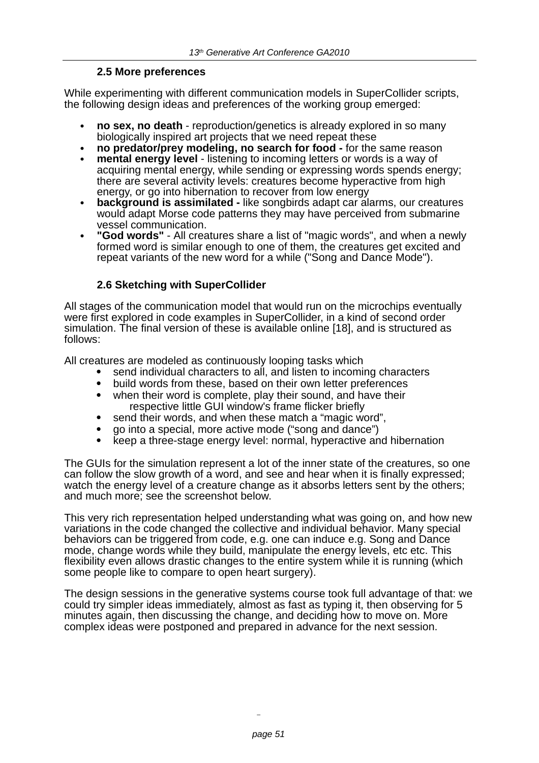### 2.5 More preferences

While experimenting with different communication models in SuperCollider scripts, the following design ideas and preferences of the working group emerged:

- **no sex, no death** - reproduction/genetics is already explored in so many biologically inspired art projects that we need repeat these
- **no predator/prey modeling, no search for food -** for the same reason
- **mental energy level** - listening to incoming letters or words is a way of acquiring mental energy, while sending or expressing words spends energy; there are several activity levels: creatures become hyperactive from high energy, or go into hibernation to recover from low energy
- **background is assimilated -** like songbirds adapt car alarms, our creatures would adapt Morse code patterns they may have perceived from submarine vessel communication.
- **"God words"** - All creatures share a list of "magic words", and when a newly formed word is similar enough to one of them, the creatures get excited and repeat variants of the new word for a while ("Song and Dance Mode").

### 2.6 Sketching with SuperCollider

All stages of the communication model that would run on the microchips eventually were first explored in code examples in SuperCollider, in a kind of second order simulation. The final version of these is available online [18], and is structured as follows:

All creatures are modeled as continuously looping tasks which

- send individual characters to all, and listen to incoming characters
- build words from these, based on their own letter preferences
- when their word is complete, play their sound, and have their respective little GUI window's frame flicker briefly
- send their words, and when these match a “magic word”,
- go into a special, more active mode (“song and dance”)
- keep a three-stage energy level: normal, hyperactive and hibernation

The GUIs for the simulation represent a lot of the inner state of the creatures, so one can follow the slow growth of a word, and see and hear when it is finally expressed; watch the energy level of a creature change as it absorbs letters sent by the others; and much more; see the screenshot below.

This very rich representation helped understanding what was going on, and how new variations in the code changed the collective and individual behavior. Many special behaviors can be triggered from code, e.g. one can induce e.g. Song and Dance mode, change words while they build, manipulate the energy levels, etc etc. This flexibility even allows drastic changes to the entire system while it is running (which some people like to compare to open heart surgery).

The design sessions in the generative systems course took full advantage of that: we could try simpler ideas immediately, almost as fast as typing it, then observing for 5 minutes again, then discussing the change, and deciding how to move on. More complex ideas were postponed and prepared in advance for the next session.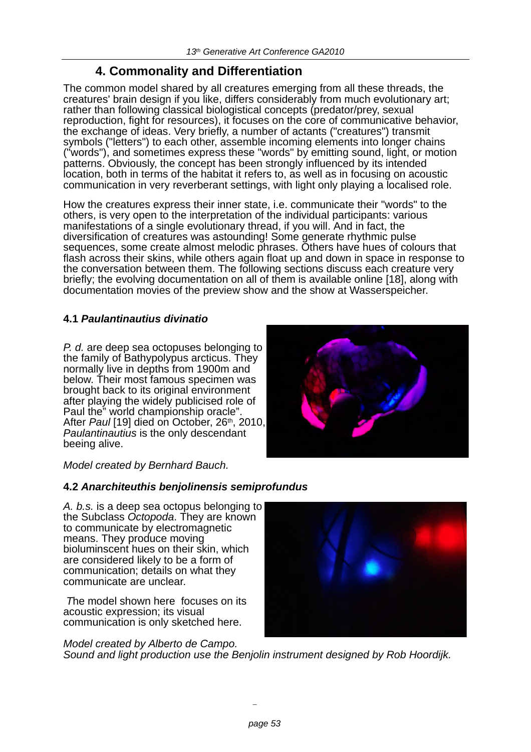## 4. Commonality and Differentiation

The common model shared by all creatures emerging from all these threads, the creatures' brain design if you like, differs considerably from much evolutionary art; rather than following classical biologistical concepts (predator/prey, sexual reproduction, fight for resources), it focuses on the core of communicative behavior, the exchange of ideas. Very briefly, a number of actants ("creatures") transmit symbols ("letters") to each other, assemble incoming elements into longer chains ("words"), and sometimes express these "words" by emitting sound, light, or motion patterns. Obviously, the concept has been strongly influenced by its intended location, both in terms of the habitat it refers to, as well as in focusing on acoustic communication in very reverberant settings, with light only playing a localised role.

How the creatures express their inner state, i.e. communicate their "words" to the others, is very open to the interpretation of the individual participants: various manifestations of a single evolutionary thread, if you will. And in fact, the diversification of creatures was astounding! Some generate rhythmic pulse sequences, some create almost melodic phrases. Others have hues of colours that flash across their skins, while others again float up and down in space in response to the conversation between them. The following sections discuss each creature very briefly; the evolving documentation on all of them is available online [18], along with documentation movies of the preview show and the show at Wasserspeicher.

### 4.1 *Paulantinautius divinatio*

*P. d.* are deep sea octopuses belonging to the family of Bathypolypus arcticus. They normally live in depths from 1900m and below. Their most famous specimen was brought back to its original environment after playing the widely publicised role of Paul the" world championship oracle". After *Paul* [19] died on October, 26th, 2010, *Paulantinautius* is the only descendant beeing alive.

*Model created by Bernhard Bauch.*

### 4.2 *Anarchiteuthis benjolinensis semiprofundus*

*A. b.s.* is a deep sea octopus belonging to the Subclass *Octopoda*. They are known to communicate by electromagnetic means. They produce moving bioluminscent hues on their skin, which are considered likely to be a form of communication; details on what they communicate are unclear.

*T*he model shown here focuses on its acoustic expression; its visual communication is only sketched here.

*Model created by Alberto de Campo.*
*Sound and light production use the Benjolin instrument designed by Rob Hoordijk.*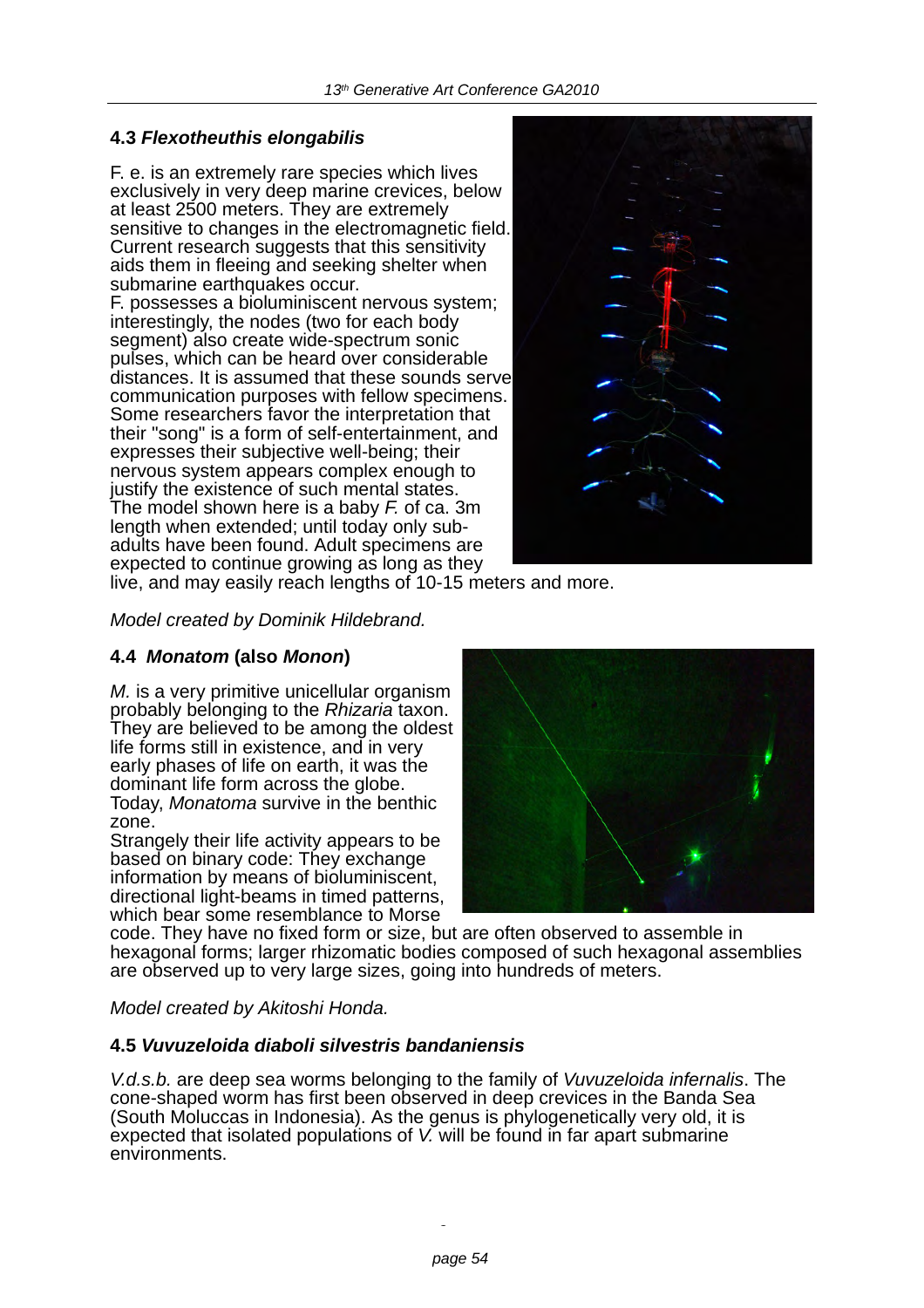### 4.3 *Flexotheuthis elongabilis*

F. e. is an extremely rare species which lives exclusively in very deep marine crevices, below at least 2500 meters. They are extremely sensitive to changes in the electromagnetic field. Current research suggests that this sensitivity aids them in fleeing and seeking shelter when submarine earthquakes occur.
F. possesses a bioluminiscent nervous system; interestingly, the nodes (two for each body segment) also create wide-spectrum sonic pulses, which can be heard over considerable distances. It is assumed that these sounds serve communication purposes with fellow specimens. Some researchers favor the interpretation that their "song" is a form of self-entertainment, and expresses their subjective well-being; their nervous system appears complex enough to justify the existence of such mental states.
The model shown here is a baby *F.* of ca. 3m length when extended; until today only sub-adults have been found. Adult specimens are expected to continue growing as long as they live, and may easily reach lengths of 10-15 meters and more.

*Model created by Dominik Hildebrand.*

### 4.4 *Monatom* (also *Monon*)

*M.* is a very primitive unicellular organism probably belonging to the *Rhizaria* taxon. They are believed to be among the oldest life forms still in existence, and in very early phases of life on earth, it was the dominant life form across the globe. Today, *Monatoma* survive in the benthic zone.
Strangely their life activity appears to be based on binary code: They exchange information by means of bioluminiscent, directional light-beams in timed patterns, which bear some resemblance to Morse code. They have no fixed form or size, but are often observed to assemble in hexagonal forms; larger rhizomatic bodies composed of such hexagonal assemblies are observed up to very large sizes, going into hundreds of meters.

*Model created by Akitoshi Honda.*

### 4.5 *Vuvuzeloida diaboli silvestris bandaniensis*

*V.d.s.b.* are deep sea worms belonging to the family of *Vuvuzeloida infernalis*. The cone-shaped worm has first been observed in deep crevices in the Banda Sea (South Moluccas in Indonesia). As the genus is phylogenetically very old, it is expected that isolated populations of *V.* will be found in far apart submarine environments.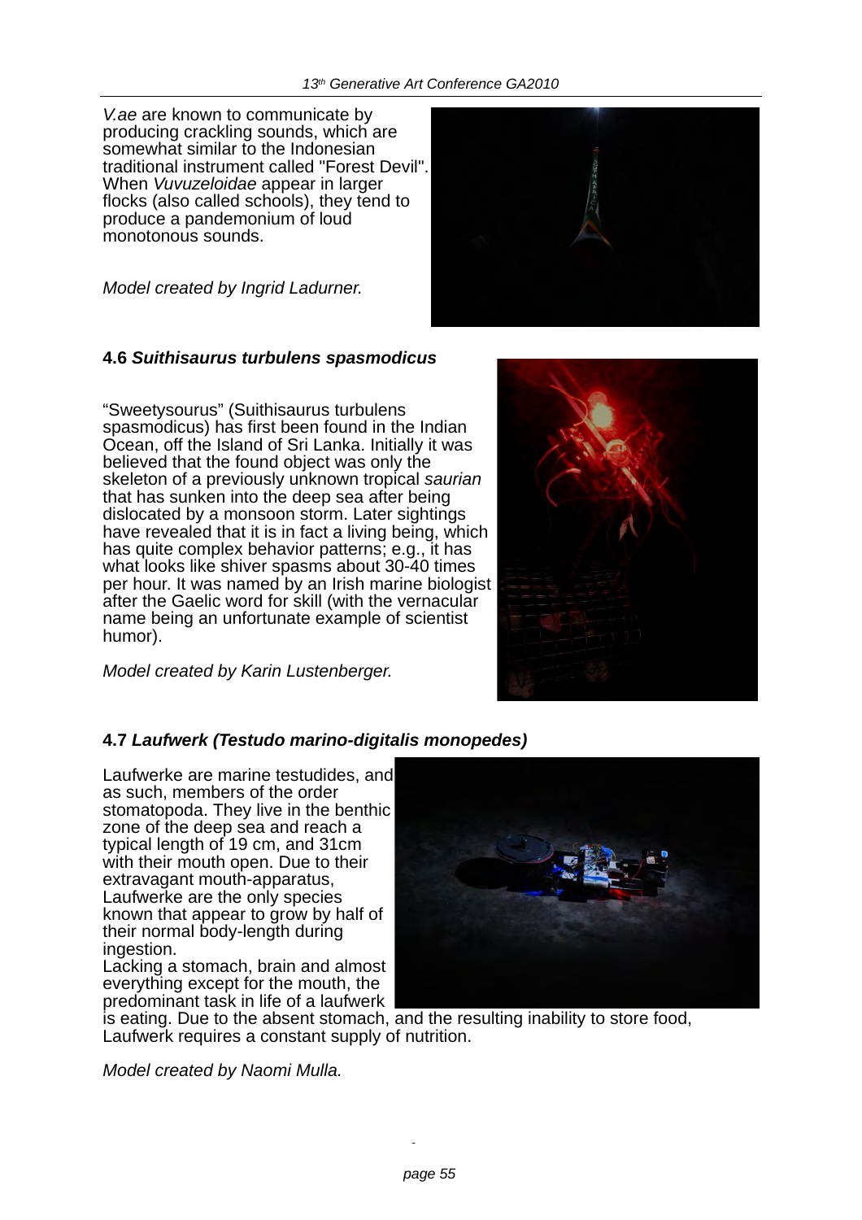*V.ae* are known to communicate by producing crackling sounds, which are somewhat similar to the Indonesian traditional instrument called "Forest Devil". When *Vuvuzeloidae* appear in larger flocks (also called schools), they tend to produce a pandemonium of loud monotonous sounds.

*Model created by Ingrid Ladurner.*

### 4.6 *Suithisaurus turbulens spasmodicus*

“Sweetysourus” (Suithisaurus turbulens spasmodicus) has first been found in the Indian Ocean, off the Island of Sri Lanka. Initially it was believed that the found object was only the skeleton of a previously unknown tropical *saurian* that has sunken into the deep sea after being dislocated by a monsoon storm. Later sightings have revealed that it is in fact a living being, which has quite complex behavior patterns; e.g., it has what looks like shiver spasms about 30-40 times per hour. It was named by an Irish marine biologist after the Gaelic word for skill (with the vernacular name being an unfortunate example of scientist humor).

*Model created by Karin Lustenberger.*

### 4.7 *Laufwerk (Testudo marino-digitalis monopedes)*

Laufwerke are marine testudides, and as such, members of the order stomatopoda. They live in the benthic zone of the deep sea and reach a typical length of 19 cm, and 31cm with their mouth open. Due to their extravagant mouth-apparatus, Laufwerke are the only species known that appear to grow by half of their normal body-length during ingestion.
Lacking a stomach, brain and almost everything except for the mouth, the predominant task in life of a laufwerk is eating. Due to the absent stomach, and the resulting inability to store food, Laufwerk requires a constant supply of nutrition.

*Model created by Naomi Mulla.*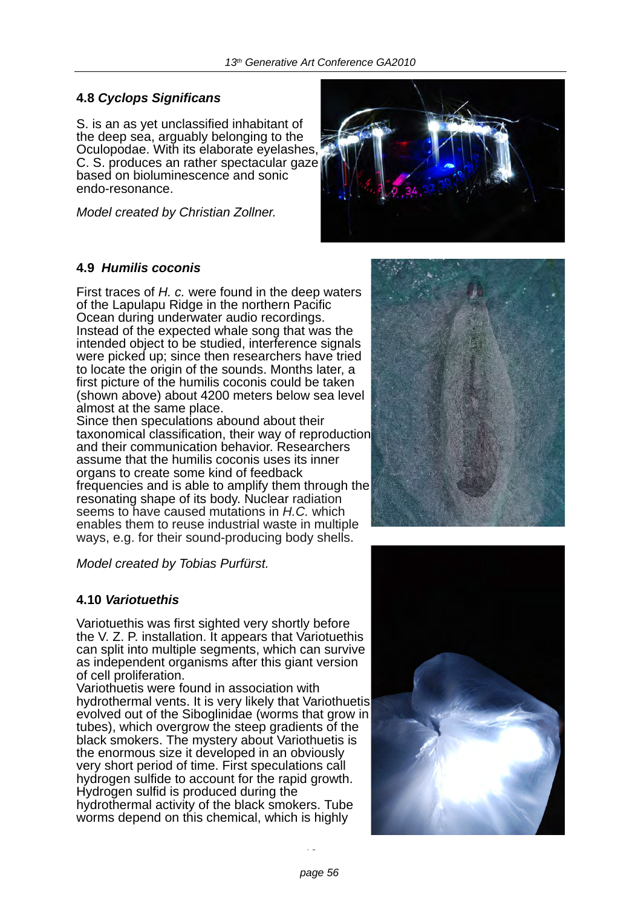### 4.8 *Cyclops Significans*

S. is an as yet unclassified inhabitant of the deep sea, arguably belonging to the Oculopodae. With its elaborate eyelashes, C. S. produces an rather spectacular gaze based on bioluminescence and sonic endo-resonance.

*Model created by Christian Zollner.*

### 4.9 *Humilis coconis*

First traces of *H. c.* were found in the deep waters of the Lapulapu Ridge in the northern Pacific Ocean during underwater audio recordings. Instead of the expected whale song that was the intended object to be studied, interference signals were picked up; since then researchers have tried to locate the origin of the sounds. Months later, a first picture of the humilis coconis could be taken (shown above) about 4200 meters below sea level almost at the same place.
Since then speculations abound about their taxonomical classification, their way of reproduction and their communication behavior. Researchers assume that the humilis coconis uses its inner organs to create some kind of feedback frequencies and is able to amplify them through the resonating shape of its body. Nuclear radiation seems to have caused mutations in *H.C.* which enables them to reuse industrial waste in multiple ways, e.g. for their sound-producing body shells.

*Model created by Tobias Purfürst.*

### 4.10 *Variotuethis*

Variotuethis was first sighted very shortly before the V. Z. P. installation. It appears that Variotuethis can split into multiple segments, which can survive as independent organisms after this giant version of cell proliferation.
Variothuetis were found in association with hydrothermal vents. It is very likely that Variothuetis evolved out of the Siboglinidae (worms that grow in tubes), which overgrow the steep gradients of the black smokers. The mystery about Variothuetis is the enormous size it developed in an obviously very short period of time. First speculations call hydrogen sulfide to account for the rapid growth. Hydrogen sulfid is produced during the hydrothermal activity of the black smokers. Tube worms depend on this chemical, which is highly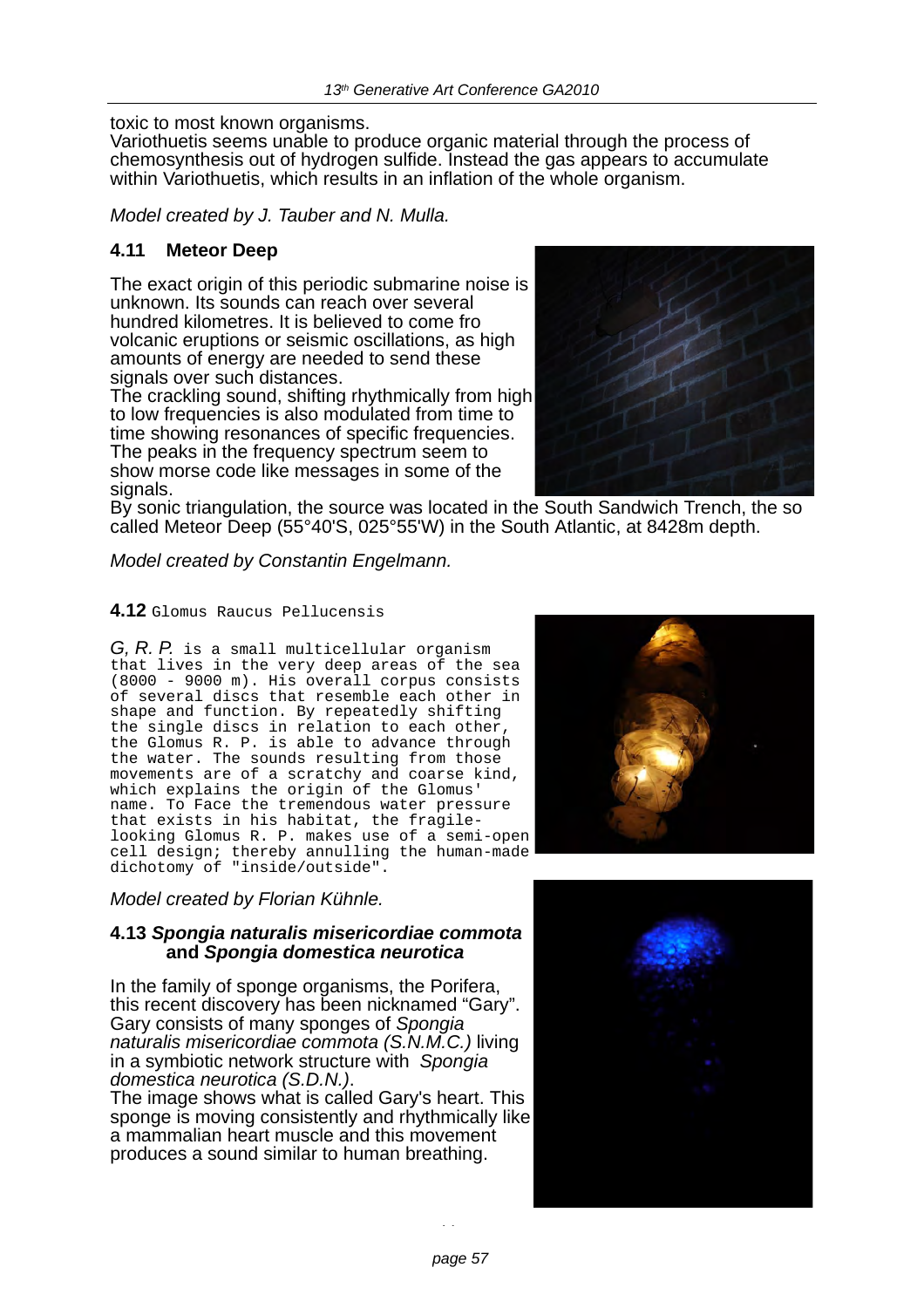toxic to most known organisms.
Variothuetis seems unable to produce organic material through the process of chemosynthesis out of hydrogen sulfide. Instead the gas appears to accumulate within Variothuetis, which results in an inflation of the whole organism.

*Model created by J. Tauber and N. Mulla.*

### 4.11 Meteor Deep

The exact origin of this periodic submarine noise is unknown. Its sounds can reach over several hundred kilometres. It is believed to come fro volcanic eruptions or seismic oscillations, as high amounts of energy are needed to send these signals over such distances.
The crackling sound, shifting rhythmically from high to low frequencies is also modulated from time to time showing resonances of specific frequencies. The peaks in the frequency spectrum seem to show morse code like messages in some of the signals.
By sonic triangulation, the source was located in the South Sandwich Trench, the so called Meteor Deep (55°40'S, 025°55'W) in the South Atlantic, at 8428m depth.

*Model created by Constantin Engelmann.*

### 4.12 Glomus Raucus Pellucensis

*G, R. P.* is a small multicellular organism that lives in the very deep areas of the sea (8000 - 9000 m). His overall corpus consists of several discs that resemble each other in shape and function. By repeatedly shifting the single discs in relation to each other, the Glomus R. P. is able to advance through the water. The sounds resulting from those movements are of a scratchy and coarse kind, which explains the origin of the Glomus' name. To Face the tremendous water pressure that exists in his habitat, the fragile-looking Glomus R. P. makes use of a semi-open cell design; thereby annulling the human-made dichotomy of "inside/outside".

*Model created by Florian Kühnle.*

### 4.13 *Spongia naturalis misericordiae commota* and *Spongia domestica neurotica*

In the family of sponge organisms, the Porifera, this recent discovery has been nicknamed "Gary". Gary consists of many sponges of *Spongia naturalis misericordiae commota (S.N.M.C.)* living in a symbiotic network structure with *Spongia domestica neurotica (S.D.N.)*.
The image shows what is called Gary's heart. This sponge is moving consistently and rhythmically like a mammalian heart muscle and this movement produces a sound similar to human breathing.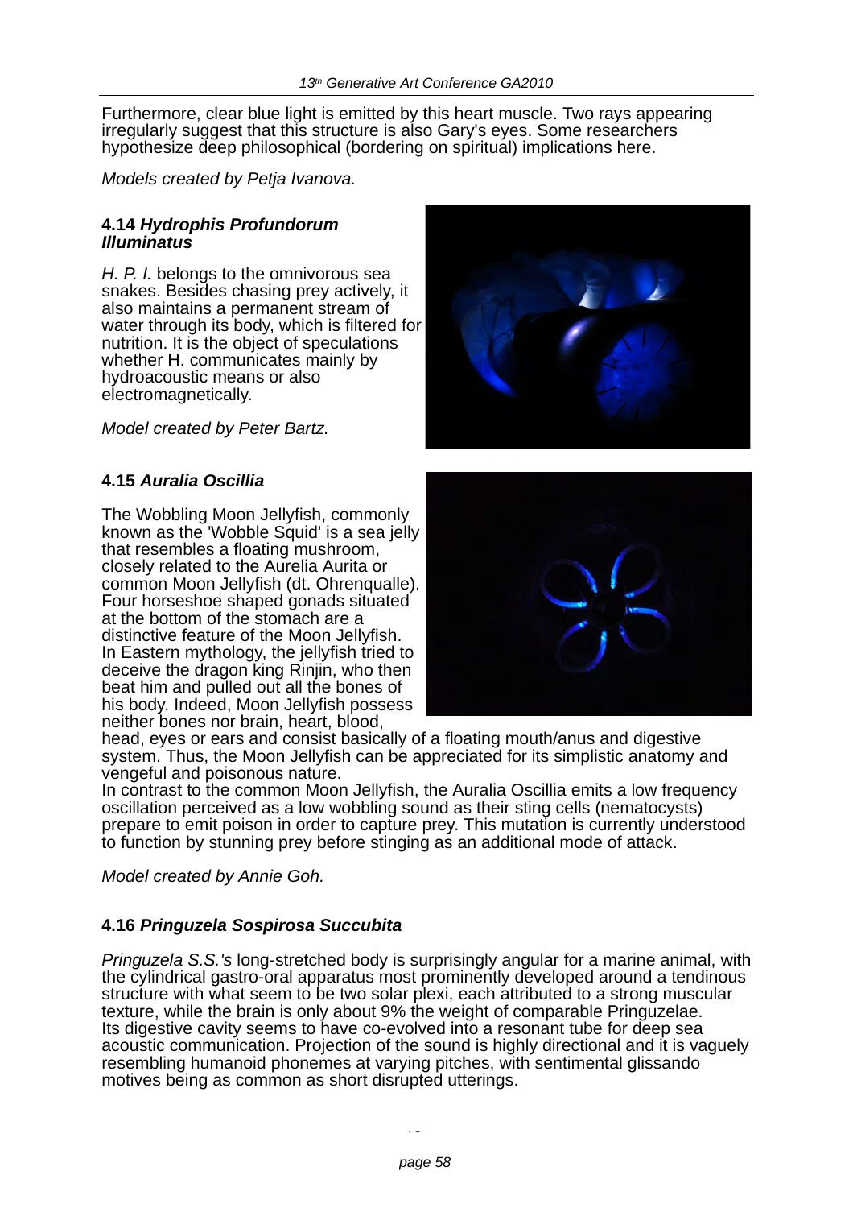Furthermore, clear blue light is emitted by this heart muscle. Two rays appearing irregularly suggest that this structure is also Gary's eyes. Some researchers hypothesize deep philosophical (bordering on spiritual) implications here.

*Models created by Petja Ivanova.*

### 4.14 *Hydrophis Profundorum Illuminatus*

*H. P. I.* belongs to the omnivorous sea snakes. Besides chasing prey actively, it also maintains a permanent stream of water through its body, which is filtered for nutrition. It is the object of speculations whether H. communicates mainly by hydroacoustic means or also electromagnetically.

*Model created by Peter Bartz.*

### 4.15 *Auralia Oscillia*

The Wobbling Moon Jellyfish, commonly known as the 'Wobble Squid' is a sea jelly that resembles a floating mushroom, closely related to the Aurelia Aurita or common Moon Jellyfish (dt. Ohrenqualle). Four horseshoe shaped gonads situated at the bottom of the stomach are a distinctive feature of the Moon Jellyfish. In Eastern mythology, the jellyfish tried to deceive the dragon king Rinjin, who then beat him and pulled out all the bones of his body. Indeed, Moon Jellyfish possess neither bones nor brain, heart, blood, head, eyes or ears and consist basically of a floating mouth/anus and digestive system. Thus, the Moon Jellyfish can be appreciated for its simplistic anatomy and vengeful and poisonous nature.
In contrast to the common Moon Jellyfish, the Auralia Oscillia emits a low frequency oscillation perceived as a low wobbling sound as their sting cells (nematocysts) prepare to emit poison in order to capture prey. This mutation is currently understood to function by stunning prey before stinging as an additional mode of attack.

*Model created by Annie Goh.*

### 4.16 *Pringuzela Sospirosa Succubita*

*Pringuzela S.S.'s* long-stretched body is surprisingly angular for a marine animal, with the cylindrical gastro-oral apparatus most prominently developed around a tendinous structure with what seem to be two solar plexi, each attributed to a strong muscular texture, while the brain is only about 9% the weight of comparable Pringuzelae.
Its digestive cavity seems to have co-evolved into a resonant tube for deep sea acoustic communication. Projection of the sound is highly directional and it is vaguely resembling humanoid phonemes at varying pitches, with sentimental glissando motives being as common as short disrupted utterings.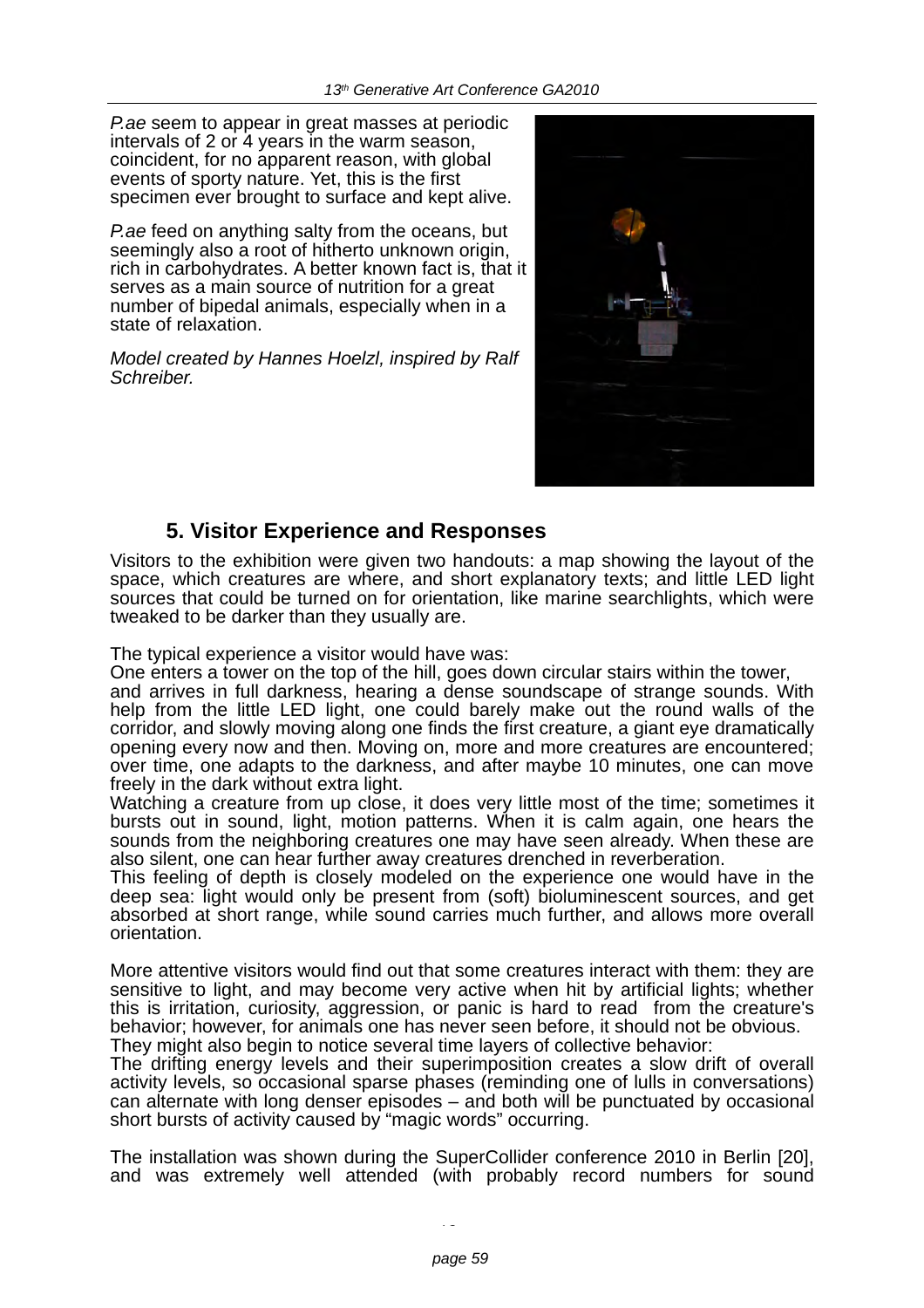*P.ae* seem to appear in great masses at periodic intervals of 2 or 4 years in the warm season, coincident, for no apparent reason, with global events of sporty nature. Yet, this is the first specimen ever brought to surface and kept alive.

*P.ae* feed on anything salty from the oceans, but seemingly also a root of hitherto unknown origin, rich in carbohydrates. A better known fact is, that it serves as a main source of nutrition for a great number of bipedal animals, especially when in a state of relaxation.

*Model created by Hannes Hoelzl, inspired by Ralf Schreiber.*

## 5. Visitor Experience and Responses

Visitors to the exhibition were given two handouts: a map showing the layout of the space, which creatures are where, and short explanatory texts; and little LED light sources that could be turned on for orientation, like marine searchlights, which were tweaked to be darker than they usually are.

The typical experience a visitor would have was:
One enters a tower on the top of the hill, goes down circular stairs within the tower, and arrives in full darkness, hearing a dense soundscape of strange sounds. With help from the little LED light, one could barely make out the round walls of the corridor, and slowly moving along one finds the first creature, a giant eye dramatically opening every now and then. Moving on, more and more creatures are encountered; over time, one adapts to the darkness, and after maybe 10 minutes, one can move freely in the dark without extra light.
Watching a creature from up close, it does very little most of the time; sometimes it bursts out in sound, light, motion patterns. When it is calm again, one hears the sounds from the neighboring creatures one may have seen already. When these are also silent, one can hear further away creatures drenched in reverberation.
This feeling of depth is closely modeled on the experience one would have in the deep sea: light would only be present from (soft) bioluminescent sources, and get absorbed at short range, while sound carries much further, and allows more overall orientation.

More attentive visitors would find out that some creatures interact with them: they are sensitive to light, and may become very active when hit by artificial lights; whether this is irritation, curiosity, aggression, or panic is hard to read from the creature's behavior; however, for animals one has never seen before, it should not be obvious.
They might also begin to notice several time layers of collective behavior:
The drifting energy levels and their superimposition creates a slow drift of overall activity levels, so occasional sparse phases (reminding one of lulls in conversations) can alternate with long denser episodes – and both will be punctuated by occasional short bursts of activity caused by "magic words" occurring.

The installation was shown during the SuperCollider conference 2010 in Berlin [20], and was extremely well attended (with probably record numbers for sound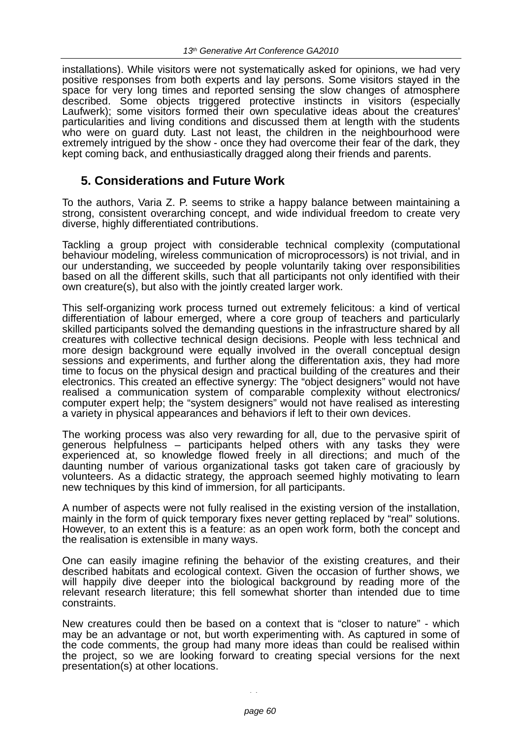installations). While visitors were not systematically asked for opinions, we had very positive responses from both experts and lay persons. Some visitors stayed in the space for very long times and reported sensing the slow changes of atmosphere described. Some objects triggered protective instincts in visitors (especially Laufwerk); some visitors formed their own speculative ideas about the creatures' particularities and living conditions and discussed them at length with the students who were on guard duty. Last not least, the children in the neighbourhood were extremely intrigued by the show - once they had overcome their fear of the dark, they kept coming back, and enthusiastically dragged along their friends and parents.

## 5. Considerations and Future Work

To the authors, Varia Z. P. seems to strike a happy balance between maintaining a strong, consistent overarching concept, and wide individual freedom to create very diverse, highly differentiated contributions.

Tackling a group project with considerable technical complexity (computational behaviour modeling, wireless communication of microprocessors) is not trivial, and in our understanding, we succeeded by people voluntarily taking over responsibilities based on all the different skills, such that all participants not only identified with their own creature(s), but also with the jointly created larger work.

This self-organizing work process turned out extremely felicitous: a kind of vertical differentiation of labour emerged, where a core group of teachers and particularly skilled participants solved the demanding questions in the infrastructure shared by all creatures with collective technical design decisions. People with less technical and more design background were equally involved in the overall conceptual design sessions and experiments, and further along the differentation axis, they had more time to focus on the physical design and practical building of the creatures and their electronics. This created an effective synergy: The “object designers” would not have realised a communication system of comparable complexity without electronics/ computer expert help; the “system designers” would not have realised as interesting a variety in physical appearances and behaviors if left to their own devices.

The working process was also very rewarding for all, due to the pervasive spirit of generous helpfulness – participants helped others with any tasks they were experienced at, so knowledge flowed freely in all directions; and much of the daunting number of various organizational tasks got taken care of graciously by volunteers. As a didactic strategy, the approach seemed highly motivating to learn new techniques by this kind of immersion, for all participants.

A number of aspects were not fully realised in the existing version of the installation, mainly in the form of quick temporary fixes never getting replaced by “real” solutions. However, to an extent this is a feature: as an open work form, both the concept and the realisation is extensible in many ways.

One can easily imagine refining the behavior of the existing creatures, and their described habitats and ecological context. Given the occasion of further shows, we will happily dive deeper into the biological background by reading more of the relevant research literature; this fell somewhat shorter than intended due to time constraints.

New creatures could then be based on a context that is “closer to nature” - which may be an advantage or not, but worth experimenting with. As captured in some of the code comments, the group had many more ideas than could be realised within the project, so we are looking forward to creating special versions for the next presentation(s) at other locations.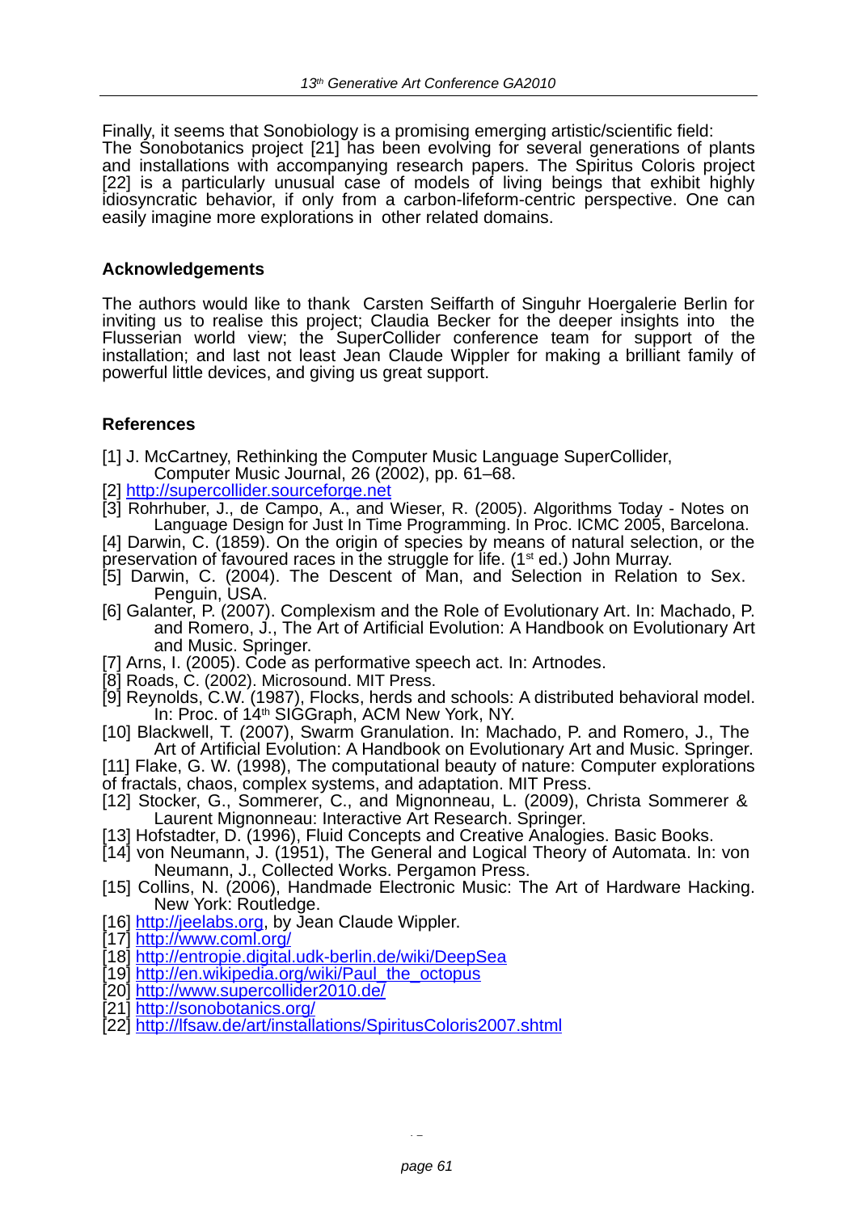Finally, it seems that Sonobiology is a promising emerging artistic/scientific field: The Sonobotanics project [21] has been evolving for several generations of plants and installations with accompanying research papers. The Spiritus Coloris project [22] is a particularly unusual case of models of living beings that exhibit highly idiosyncratic behavior, if only from a carbon-lifeform-centric perspective. One can easily imagine more explorations in other related domains.

## Acknowledgements

The authors would like to thank Carsten Seiffarth of Singuhr Hoergalerie Berlin for inviting us to realise this project; Claudia Becker for the deeper insights into the Flusserian world view; the SuperCollider conference team for support of the installation; and last not least Jean Claude Wippler for making a brilliant family of powerful little devices, and giving us great support.

## References

[1] J. McCartney, Rethinking the Computer Music Language SuperCollider, Computer Music Journal, 26 (2002), pp. 61–68.

[2] http://supercollider.sourceforge.net

[3] Rohrhuber, J., de Campo, A., and Wieser, R. (2005). Algorithms Today - Notes on Language Design for Just In Time Programming. In Proc. ICMC 2005, Barcelona.

[4] Darwin, C. (1859). On the origin of species by means of natural selection, or the preservation of favoured races in the struggle for life. (1st ed.) John Murray.

[5] Darwin, C. (2004). The Descent of Man, and Selection in Relation to Sex. Penguin, USA.

[6] Galanter, P. (2007). Complexism and the Role of Evolutionary Art. In: Machado, P. and Romero, J., The Art of Artificial Evolution: A Handbook on Evolutionary Art and Music. Springer.

[7] Arns, I. (2005). Code as performative speech act. In: Artnodes.

[8] Roads, C. (2002). Microsound. MIT Press.

[9] Reynolds, C.W. (1987), Flocks, herds and schools: A distributed behavioral model. In: Proc. of 14th SIGGraph, ACM New York, NY.

[10] Blackwell, T. (2007), Swarm Granulation. In: Machado, P. and Romero, J., The Art of Artificial Evolution: A Handbook on Evolutionary Art and Music. Springer.

[11] Flake, G. W. (1998), The computational beauty of nature: Computer explorations of fractals, chaos, complex systems, and adaptation. MIT Press.

[12] Stocker, G., Sommerer, C., and Mignonneau, L. (2009), Christa Sommerer & Laurent Mignonneau: Interactive Art Research. Springer.

[13] Hofstadter, D. (1996), Fluid Concepts and Creative Analogies. Basic Books.

[14] von Neumann, J. (1951), The General and Logical Theory of Automata. In: von Neumann, J., Collected Works. Pergamon Press.

[15] Collins, N. (2006), Handmade Electronic Music: The Art of Hardware Hacking. New York: Routledge.

[16] http://jeelabs.org, by Jean Claude Wippler.

[17] http://www.coml.org/

[18] http://entropie.digital.udk-berlin.de/wiki/DeepSea

[19] http://en.wikipedia.org/wiki/Paul_the_octopus

[20] http://www.supercollider2010.de/

[21] http://sonobotanics.org/

[22] http://lfsaw.de/art/installations/SpiritusColoris2007.shtml